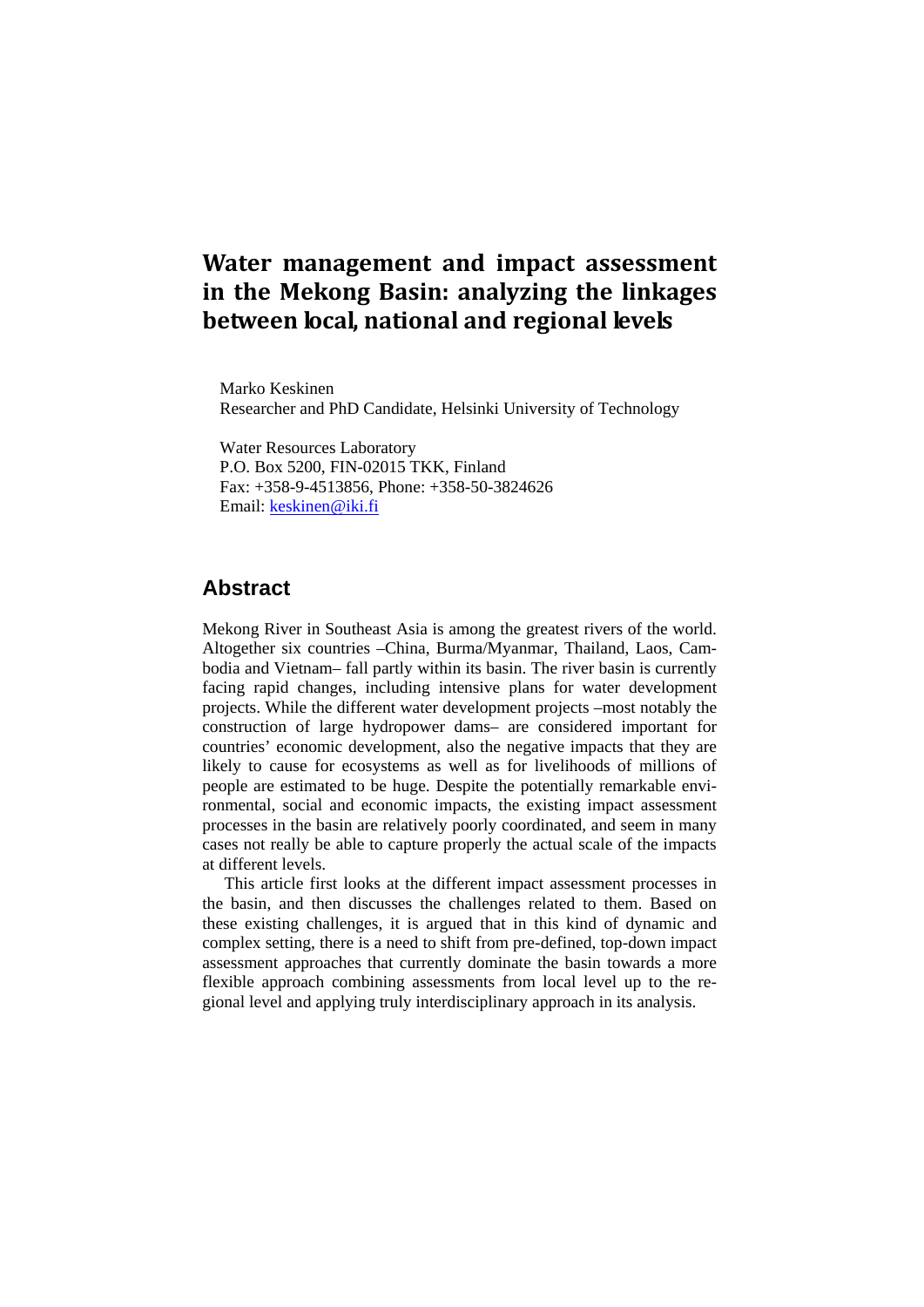# Water management and impact assessment in the Mekong Basin: analyzing the linkages between local, national and regional levels

Marko Keskinen
Researcher and PhD Candidate, Helsinki University of Technology

Water Resources Laboratory
P.O. Box 5200, FIN-02015 TKK, Finland
Fax: +358-9-4513856, Phone: +358-50-3824626
Email: keskinen@iki.fi

## Abstract

Mekong River in Southeast Asia is among the greatest rivers of the world. Altogether six countries –China, Burma/Myanmar, Thailand, Laos, Cambodia and Vietnam– fall partly within its basin. The river basin is currently facing rapid changes, including intensive plans for water development projects. While the different water development projects –most notably the construction of large hydropower dams– are considered important for countries' economic development, also the negative impacts that they are likely to cause for ecosystems as well as for livelihoods of millions of people are estimated to be huge. Despite the potentially remarkable environmental, social and economic impacts, the existing impact assessment processes in the basin are relatively poorly coordinated, and seem in many cases not really be able to capture properly the actual scale of the impacts at different levels.

This article first looks at the different impact assessment processes in the basin, and then discusses the challenges related to them. Based on these existing challenges, it is argued that in this kind of dynamic and complex setting, there is a need to shift from pre-defined, top-down impact assessment approaches that currently dominate the basin towards a more flexible approach combining assessments from local level up to the regional level and applying truly interdisciplinary approach in its analysis.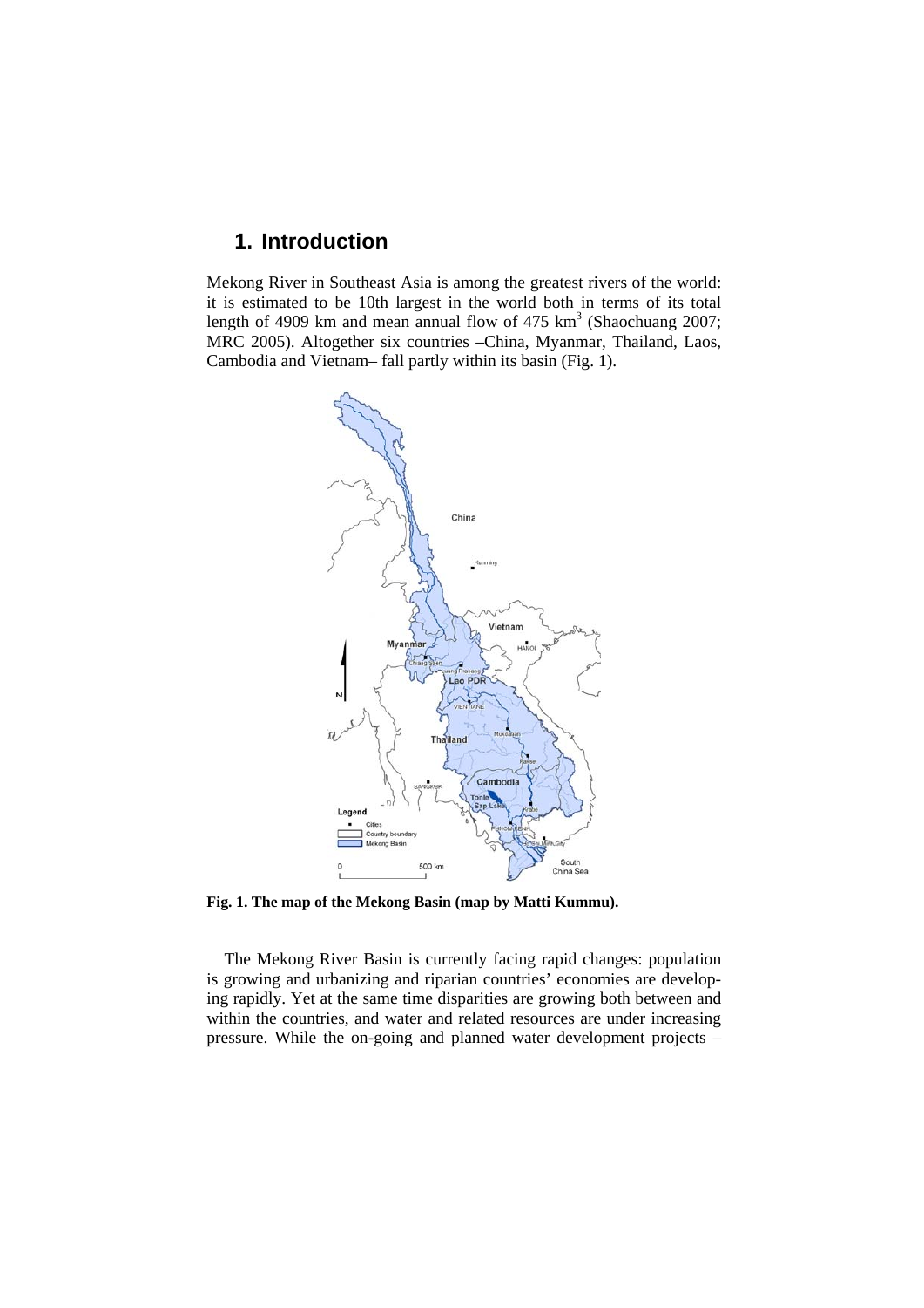## 1. Introduction

Mekong River in Southeast Asia is among the greatest rivers of the world: it is estimated to be 10th largest in the world both in terms of its total length of 4909 km and mean annual flow of 475 $km^3$ (Shaochuang 2007; MRC 2005). Altogether six countries –China, Myanmar, Thailand, Laos, Cambodia and Vietnam– fall partly within its basin (Fig. 1).

**Fig. 1. The map of the Mekong Basin (map by Matti Kummu).**

The Mekong River Basin is currently facing rapid changes: population is growing and urbanizing and riparian countries' economies are developing rapidly. Yet at the same time disparities are growing both between and within the countries, and water and related resources are under increasing pressure. While the on-going and planned water development projects –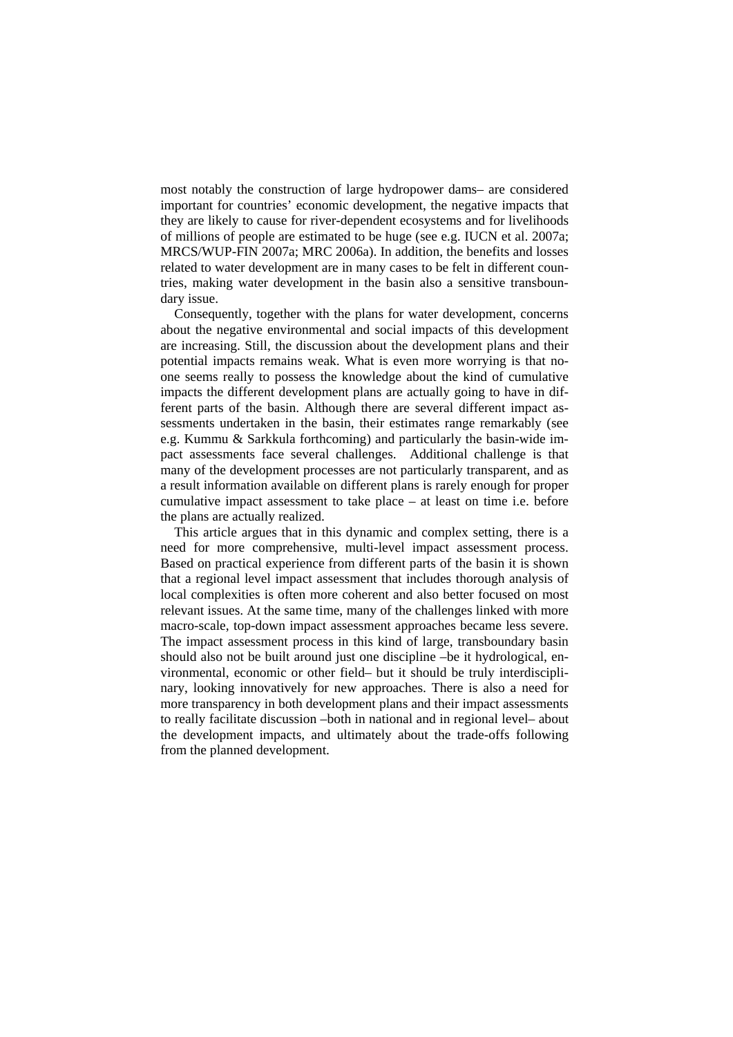most notably the construction of large hydropower dams– are considered important for countries' economic development, the negative impacts that they are likely to cause for river-dependent ecosystems and for livelihoods of millions of people are estimated to be huge (see e.g. IUCN et al. 2007a; MRCS/WUP-FIN 2007a; MRC 2006a). In addition, the benefits and losses related to water development are in many cases to be felt in different countries, making water development in the basin also a sensitive transboundary issue.

Consequently, together with the plans for water development, concerns about the negative environmental and social impacts of this development are increasing. Still, the discussion about the development plans and their potential impacts remains weak. What is even more worrying is that no-one seems really to possess the knowledge about the kind of cumulative impacts the different development plans are actually going to have in different parts of the basin. Although there are several different impact assessments undertaken in the basin, their estimates range remarkably (see e.g. Kummu & Sarkkula forthcoming) and particularly the basin-wide impact assessments face several challenges. Additional challenge is that many of the development processes are not particularly transparent, and as a result information available on different plans is rarely enough for proper cumulative impact assessment to take place – at least on time i.e. before the plans are actually realized.

This article argues that in this dynamic and complex setting, there is a need for more comprehensive, multi-level impact assessment process. Based on practical experience from different parts of the basin it is shown that a regional level impact assessment that includes thorough analysis of local complexities is often more coherent and also better focused on most relevant issues. At the same time, many of the challenges linked with more macro-scale, top-down impact assessment approaches became less severe. The impact assessment process in this kind of large, transboundary basin should also not be built around just one discipline –be it hydrological, environmental, economic or other field– but it should be truly interdisciplinary, looking innovatively for new approaches. There is also a need for more transparency in both development plans and their impact assessments to really facilitate discussion –both in national and in regional level– about the development impacts, and ultimately about the trade-offs following from the planned development.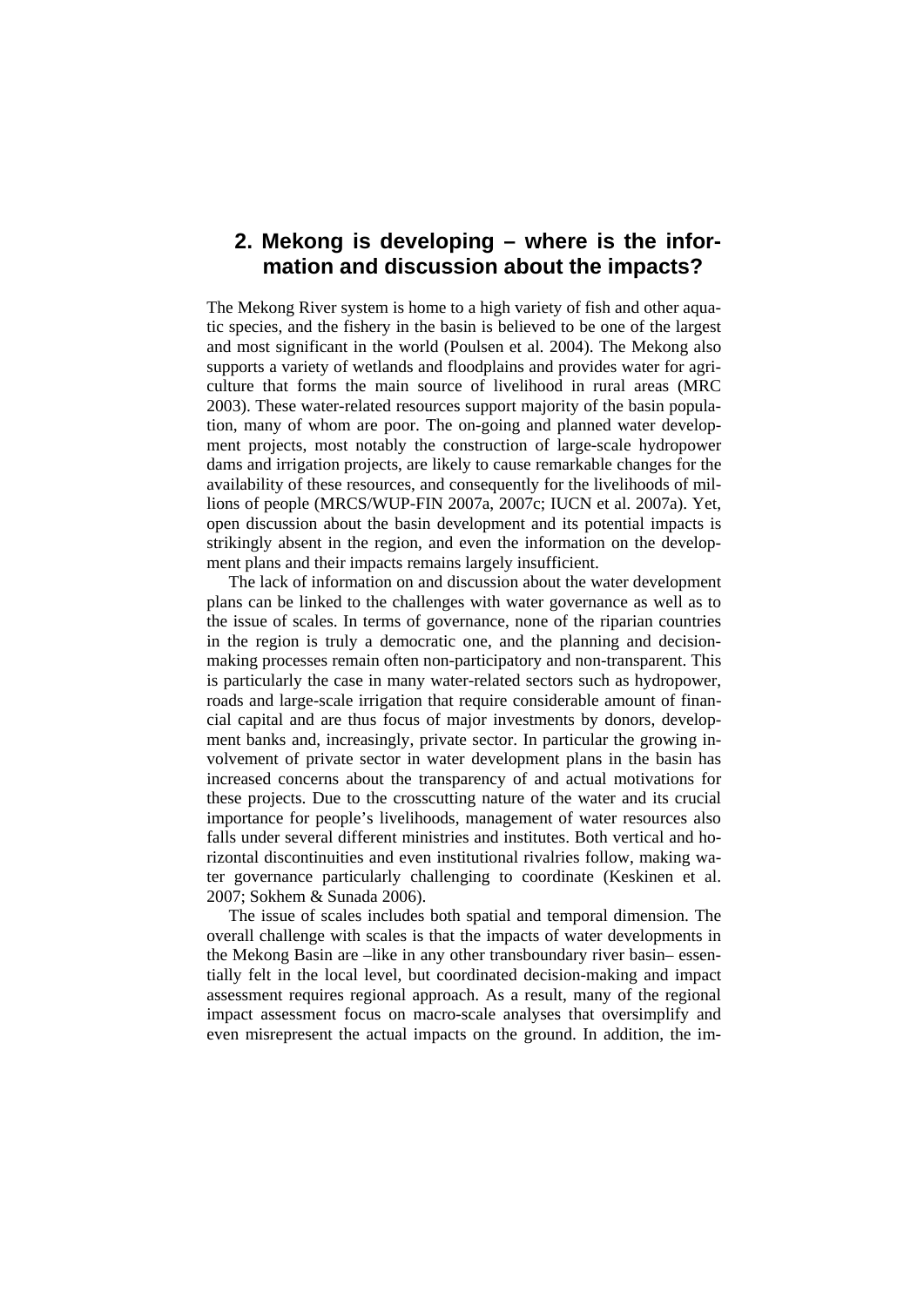## 2. Mekong is developing – where is the information and discussion about the impacts?

The Mekong River system is home to a high variety of fish and other aquatic species, and the fishery in the basin is believed to be one of the largest and most significant in the world (Poulsen et al. 2004). The Mekong also supports a variety of wetlands and floodplains and provides water for agriculture that forms the main source of livelihood in rural areas (MRC 2003). These water-related resources support majority of the basin population, many of whom are poor. The on-going and planned water development projects, most notably the construction of large-scale hydropower dams and irrigation projects, are likely to cause remarkable changes for the availability of these resources, and consequently for the livelihoods of millions of people (MRCS/WUP-FIN 2007a, 2007c; IUCN et al. 2007a). Yet, open discussion about the basin development and its potential impacts is strikingly absent in the region, and even the information on the development plans and their impacts remains largely insufficient.

The lack of information on and discussion about the water development plans can be linked to the challenges with water governance as well as to the issue of scales. In terms of governance, none of the riparian countries in the region is truly a democratic one, and the planning and decision-making processes remain often non-participatory and non-transparent. This is particularly the case in many water-related sectors such as hydropower, roads and large-scale irrigation that require considerable amount of financial capital and are thus focus of major investments by donors, development banks and, increasingly, private sector. In particular the growing involvement of private sector in water development plans in the basin has increased concerns about the transparency of and actual motivations for these projects. Due to the crosscutting nature of the water and its crucial importance for people's livelihoods, management of water resources also falls under several different ministries and institutes. Both vertical and horizontal discontinuities and even institutional rivalries follow, making water governance particularly challenging to coordinate (Keskinen et al. 2007; Sokhem & Sunada 2006).

The issue of scales includes both spatial and temporal dimension. The overall challenge with scales is that the impacts of water developments in the Mekong Basin are –like in any other transboundary river basin– essentially felt in the local level, but coordinated decision-making and impact assessment requires regional approach. As a result, many of the regional impact assessment focus on macro-scale analyses that oversimplify and even misrepresent the actual impacts on the ground. In addition, the im-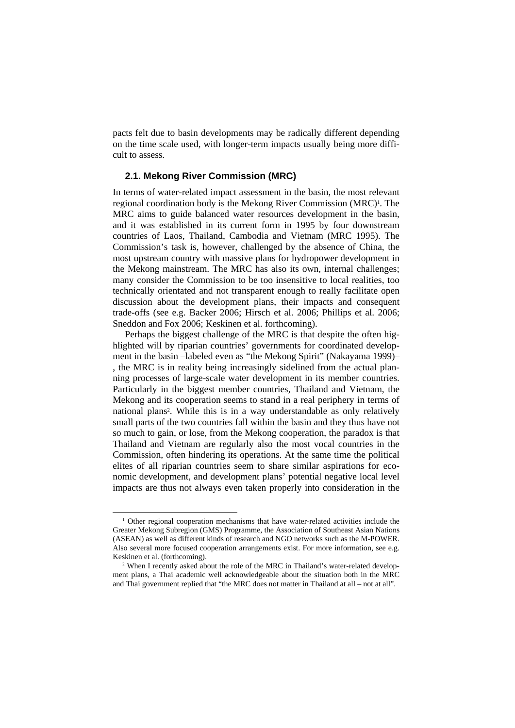pacts felt due to basin developments may be radically different depending on the time scale used, with longer-term impacts usually being more difficult to assess.

### 2.1. Mekong River Commission (MRC)

In terms of water-related impact assessment in the basin, the most relevant regional coordination body is the Mekong River Commission (MRC)[1]. The MRC aims to guide balanced water resources development in the basin, and it was established in its current form in 1995 by four downstream countries of Laos, Thailand, Cambodia and Vietnam (MRC 1995). The Commission's task is, however, challenged by the absence of China, the most upstream country with massive plans for hydropower development in the Mekong mainstream. The MRC has also its own, internal challenges; many consider the Commission to be too insensitive to local realities, too technically orientated and not transparent enough to really facilitate open discussion about the development plans, their impacts and consequent trade-offs (see e.g. Backer 2006; Hirsch et al. 2006; Phillips et al. 2006; Sneddon and Fox 2006; Keskinen et al. forthcoming).

Perhaps the biggest challenge of the MRC is that despite the often highlighted will by riparian countries' governments for coordinated development in the basin –labeled even as "the Mekong Spirit" (Nakayama 1999)–, the MRC is in reality being increasingly sidelined from the actual planning processes of large-scale water development in its member countries. Particularly in the biggest member countries, Thailand and Vietnam, the Mekong and its cooperation seems to stand in a real periphery in terms of national plans[2]. While this is in a way understandable as only relatively small parts of the two countries fall within the basin and they thus have not so much to gain, or lose, from the Mekong cooperation, the paradox is that Thailand and Vietnam are regularly also the most vocal countries in the Commission, often hindering its operations. At the same time the political elites of all riparian countries seem to share similar aspirations for economic development, and development plans' potential negative local level impacts are thus not always even taken properly into consideration in the

[1] Other regional cooperation mechanisms that have water-related activities include the Greater Mekong Subregion (GMS) Programme, the Association of Southeast Asian Nations (ASEAN) as well as different kinds of research and NGO networks such as the M-POWER. Also several more focused cooperation arrangements exist. For more information, see e.g. Keskinen et al. (forthcoming).

[2] When I recently asked about the role of the MRC in Thailand's water-related development plans, a Thai academic well acknowledgeable about the situation both in the MRC and Thai government replied that "the MRC does not matter in Thailand at all – not at all".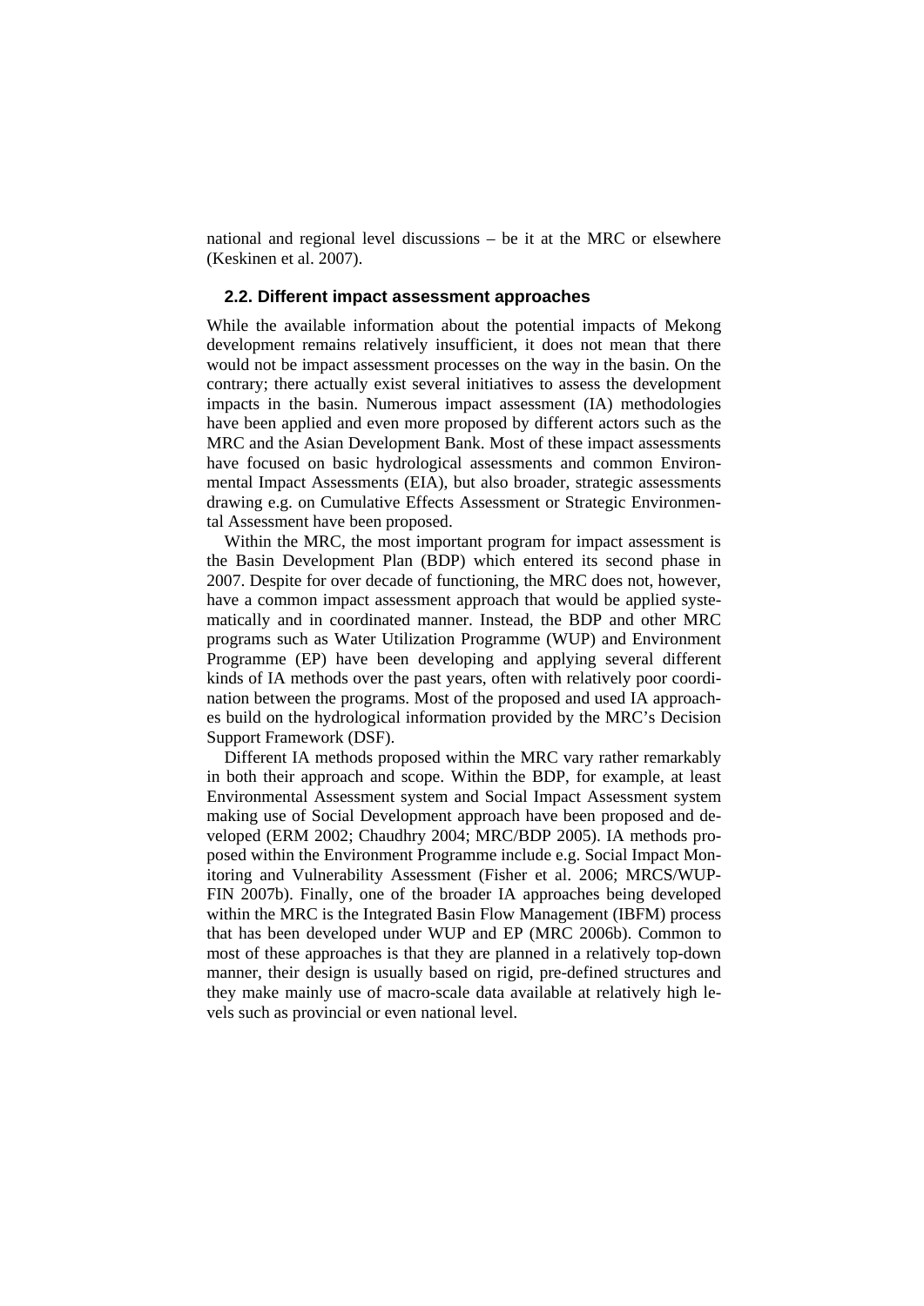national and regional level discussions – be it at the MRC or elsewhere (Keskinen et al. 2007).

## 2.2. Different impact assessment approaches

While the available information about the potential impacts of Mekong development remains relatively insufficient, it does not mean that there would not be impact assessment processes on the way in the basin. On the contrary; there actually exist several initiatives to assess the development impacts in the basin. Numerous impact assessment (IA) methodologies have been applied and even more proposed by different actors such as the MRC and the Asian Development Bank. Most of these impact assessments have focused on basic hydrological assessments and common Environmental Impact Assessments (EIA), but also broader, strategic assessments drawing e.g. on Cumulative Effects Assessment or Strategic Environmental Assessment have been proposed.

Within the MRC, the most important program for impact assessment is the Basin Development Plan (BDP) which entered its second phase in 2007. Despite for over decade of functioning, the MRC does not, however, have a common impact assessment approach that would be applied systematically and in coordinated manner. Instead, the BDP and other MRC programs such as Water Utilization Programme (WUP) and Environment Programme (EP) have been developing and applying several different kinds of IA methods over the past years, often with relatively poor coordination between the programs. Most of the proposed and used IA approaches build on the hydrological information provided by the MRC's Decision Support Framework (DSF).

Different IA methods proposed within the MRC vary rather remarkably in both their approach and scope. Within the BDP, for example, at least Environmental Assessment system and Social Impact Assessment system making use of Social Development approach have been proposed and developed (ERM 2002; Chaudhry 2004; MRC/BDP 2005). IA methods proposed within the Environment Programme include e.g. Social Impact Monitoring and Vulnerability Assessment (Fisher et al. 2006; MRCS/WUP-FIN 2007b). Finally, one of the broader IA approaches being developed within the MRC is the Integrated Basin Flow Management (IBFM) process that has been developed under WUP and EP (MRC 2006b). Common to most of these approaches is that they are planned in a relatively top-down manner, their design is usually based on rigid, pre-defined structures and they make mainly use of macro-scale data available at relatively high levels such as provincial or even national level.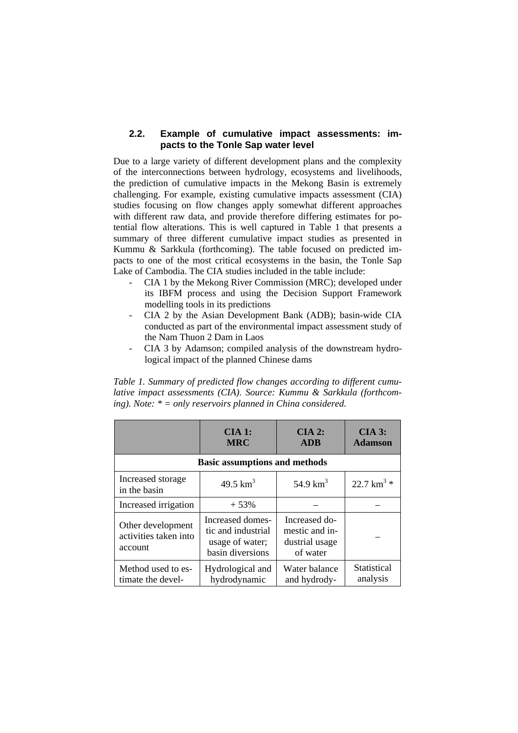## 2.2. Example of cumulative impact assessments: impacts to the Tonle Sap water level

Due to a large variety of different development plans and the complexity of the interconnections between hydrology, ecosystems and livelihoods, the prediction of cumulative impacts in the Mekong Basin is extremely challenging. For example, existing cumulative impacts assessment (CIA) studies focusing on flow changes apply somewhat different approaches with different raw data, and provide therefore differing estimates for potential flow alterations. This is well captured in Table 1 that presents a summary of three different cumulative impact studies as presented in Kummu & Sarkkula (forthcoming). The table focused on predicted impacts to one of the most critical ecosystems in the basin, the Tonle Sap Lake of Cambodia. The CIA studies included in the table include:

- CIA 1 by the Mekong River Commission (MRC); developed under its IBFM process and using the Decision Support Framework modelling tools in its predictions
- CIA 2 by the Asian Development Bank (ADB); basin-wide CIA conducted as part of the environmental impact assessment study of the Nam Thuon 2 Dam in Laos
- CIA 3 by Adamson; compiled analysis of the downstream hydrological impact of the planned Chinese dams

*Table 1. Summary of predicted flow changes according to different cumulative impact assessments (CIA). Source: Kummu & Sarkkula (forthcoming). Note: * = only reservoirs planned in China considered.*

| | CIA 1: MRC | CIA 2: ADB | CIA 3: Adamson |
|---|---|---|---|
| **Basic assumptions and methods** | | | |
| Increased storage in the basin | 49.5 km$^3$ | 54.9 km$^3$ | 22.7 km$^3$ * |
| Increased irrigation | + 53% | – | – |
| Other development activities taken into account | Increased domestic and industrial usage of water; basin diversions | Increased domestic and industrial usage of water | – |
| Method used to estimate the devel- | Hydrological and hydrodynamic | Water balance and hydrody- | Statistical analysis |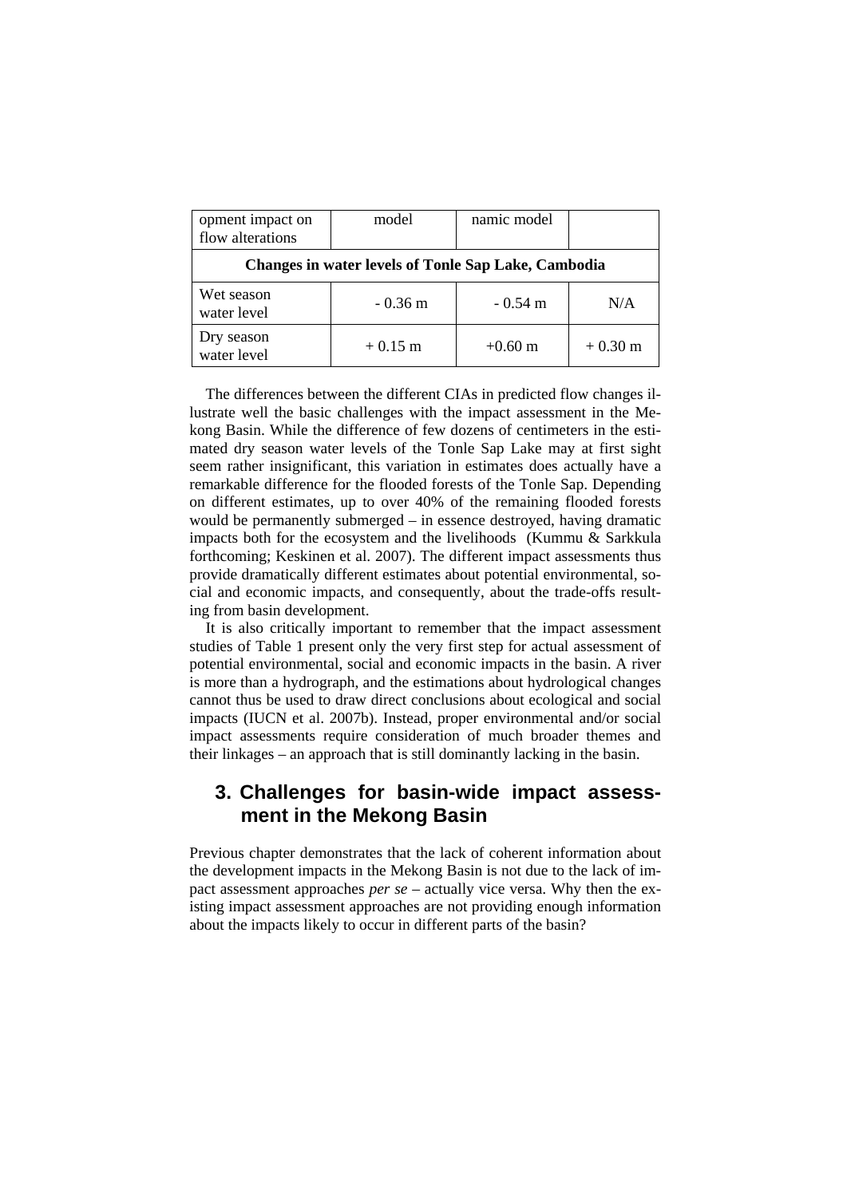| opment impact on flow alterations | model | namic model | |
|---|---|---|---|
| **Changes in water levels of Tonle Sap Lake, Cambodia** | | | |
| Wet season water level | - 0.36 m | - 0.54 m | N/A |
| Dry season water level | + 0.15 m | +0.60 m | + 0.30 m |

The differences between the different CIAs in predicted flow changes illustrate well the basic challenges with the impact assessment in the Mekong Basin. While the difference of few dozens of centimeters in the estimated dry season water levels of the Tonle Sap Lake may at first sight seem rather insignificant, this variation in estimates does actually have a remarkable difference for the flooded forests of the Tonle Sap. Depending on different estimates, up to over 40% of the remaining flooded forests would be permanently submerged – in essence destroyed, having dramatic impacts both for the ecosystem and the livelihoods (Kummu & Sarkkula forthcoming; Keskinen et al. 2007). The different impact assessments thus provide dramatically different estimates about potential environmental, social and economic impacts, and consequently, about the trade-offs resulting from basin development.

It is also critically important to remember that the impact assessment studies of Table 1 present only the very first step for actual assessment of potential environmental, social and economic impacts in the basin. A river is more than a hydrograph, and the estimations about hydrological changes cannot thus be used to draw direct conclusions about ecological and social impacts (IUCN et al. 2007b). Instead, proper environmental and/or social impact assessments require consideration of much broader themes and their linkages – an approach that is still dominantly lacking in the basin.

## 3. Challenges for basin-wide impact assessment in the Mekong Basin

Previous chapter demonstrates that the lack of coherent information about the development impacts in the Mekong Basin is not due to the lack of impact assessment approaches *per se* – actually vice versa. Why then the existing impact assessment approaches are not providing enough information about the impacts likely to occur in different parts of the basin?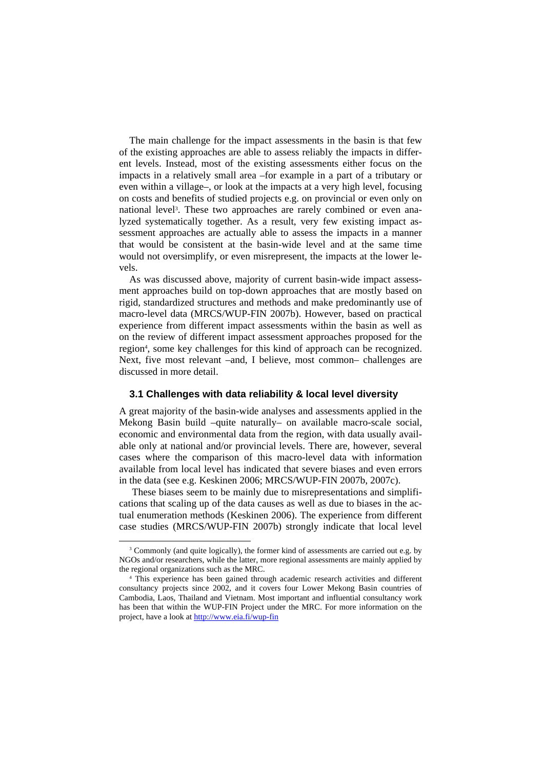The main challenge for the impact assessments in the basin is that few of the existing approaches are able to assess reliably the impacts in different levels. Instead, most of the existing assessments either focus on the impacts in a relatively small area –for example in a part of a tributary or even within a village–, or look at the impacts at a very high level, focusing on costs and benefits of studied projects e.g. on provincial or even only on national level[3]. These two approaches are rarely combined or even analyzed systematically together. As a result, very few existing impact assessment approaches are actually able to assess the impacts in a manner that would be consistent at the basin-wide level and at the same time would not oversimplify, or even misrepresent, the impacts at the lower levels.

As was discussed above, majority of current basin-wide impact assessment approaches build on top-down approaches that are mostly based on rigid, standardized structures and methods and make predominantly use of macro-level data (MRCS/WUP-FIN 2007b). However, based on practical experience from different impact assessments within the basin as well as on the review of different impact assessment approaches proposed for the region[4], some key challenges for this kind of approach can be recognized. Next, five most relevant –and, I believe, most common– challenges are discussed in more detail.

### 3.1 Challenges with data reliability & local level diversity

A great majority of the basin-wide analyses and assessments applied in the Mekong Basin build –quite naturally– on available macro-scale social, economic and environmental data from the region, with data usually available only at national and/or provincial levels. There are, however, several cases where the comparison of this macro-level data with information available from local level has indicated that severe biases and even errors in the data (see e.g. Keskinen 2006; MRCS/WUP-FIN 2007b, 2007c).

These biases seem to be mainly due to misrepresentations and simplifications that scaling up of the data causes as well as due to biases in the actual enumeration methods (Keskinen 2006). The experience from different case studies (MRCS/WUP-FIN 2007b) strongly indicate that local level

---

[3] Commonly (and quite logically), the former kind of assessments are carried out e.g. by NGOs and/or researchers, while the latter, more regional assessments are mainly applied by the regional organizations such as the MRC.

[4] This experience has been gained through academic research activities and different consultancy projects since 2002, and it covers four Lower Mekong Basin countries of Cambodia, Laos, Thailand and Vietnam. Most important and influential consultancy work has been that within the WUP-FIN Project under the MRC. For more information on the project, have a look at http://www.eia.fi/wup-fin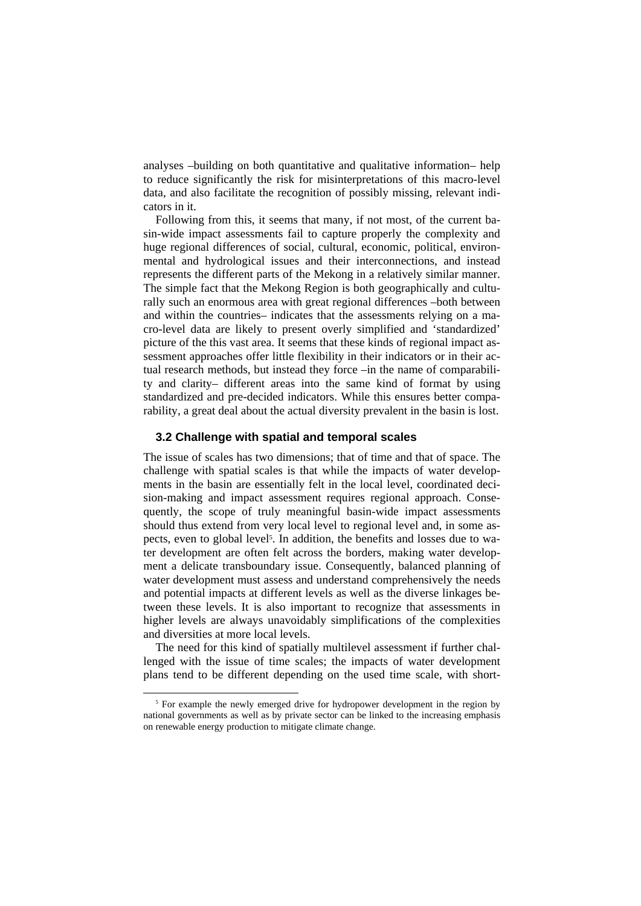analyses –building on both quantitative and qualitative information– help to reduce significantly the risk for misinterpretations of this macro-level data, and also facilitate the recognition of possibly missing, relevant indicators in it.

Following from this, it seems that many, if not most, of the current basin-wide impact assessments fail to capture properly the complexity and huge regional differences of social, cultural, economic, political, environmental and hydrological issues and their interconnections, and instead represents the different parts of the Mekong in a relatively similar manner. The simple fact that the Mekong Region is both geographically and culturally such an enormous area with great regional differences –both between and within the countries– indicates that the assessments relying on a macro-level data are likely to present overly simplified and 'standardized' picture of the this vast area. It seems that these kinds of regional impact assessment approaches offer little flexibility in their indicators or in their actual research methods, but instead they force –in the name of comparability and clarity– different areas into the same kind of format by using standardized and pre-decided indicators. While this ensures better comparability, a great deal about the actual diversity prevalent in the basin is lost.

### 3.2 Challenge with spatial and temporal scales

The issue of scales has two dimensions; that of time and that of space. The challenge with spatial scales is that while the impacts of water developments in the basin are essentially felt in the local level, coordinated decision-making and impact assessment requires regional approach. Consequently, the scope of truly meaningful basin-wide impact assessments should thus extend from very local level to regional level and, in some aspects, even to global level[5]. In addition, the benefits and losses due to water development are often felt across the borders, making water development a delicate transboundary issue. Consequently, balanced planning of water development must assess and understand comprehensively the needs and potential impacts at different levels as well as the diverse linkages between these levels. It is also important to recognize that assessments in higher levels are always unavoidably simplifications of the complexities and diversities at more local levels.

The need for this kind of spatially multilevel assessment if further challenged with the issue of time scales; the impacts of water development plans tend to be different depending on the used time scale, with short-

[5] For example the newly emerged drive for hydropower development in the region by national governments as well as by private sector can be linked to the increasing emphasis on renewable energy production to mitigate climate change.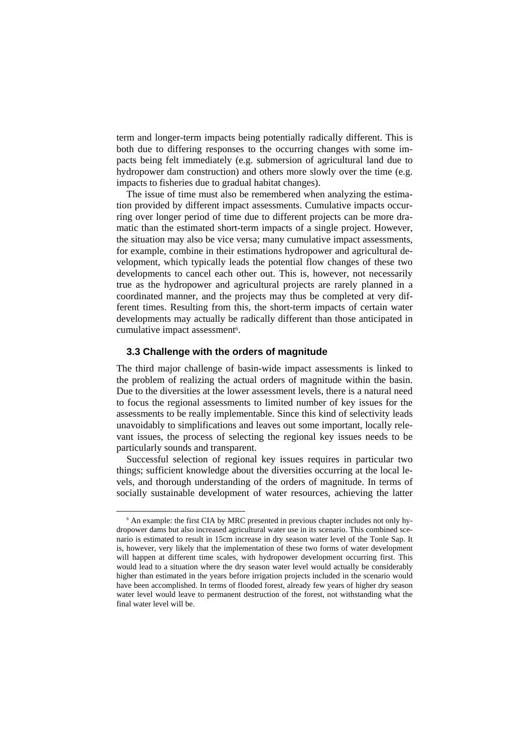term and longer-term impacts being potentially radically different. This is both due to differing responses to the occurring changes with some impacts being felt immediately (e.g. submersion of agricultural land due to hydropower dam construction) and others more slowly over the time (e.g. impacts to fisheries due to gradual habitat changes).

The issue of time must also be remembered when analyzing the estimation provided by different impact assessments. Cumulative impacts occurring over longer period of time due to different projects can be more dramatic than the estimated short-term impacts of a single project. However, the situation may also be vice versa; many cumulative impact assessments, for example, combine in their estimations hydropower and agricultural development, which typically leads the potential flow changes of these two developments to cancel each other out. This is, however, not necessarily true as the hydropower and agricultural projects are rarely planned in a coordinated manner, and the projects may thus be completed at very different times. Resulting from this, the short-term impacts of certain water developments may actually be radically different than those anticipated in cumulative impact assessment[6].

### 3.3 Challenge with the orders of magnitude

The third major challenge of basin-wide impact assessments is linked to the problem of realizing the actual orders of magnitude within the basin. Due to the diversities at the lower assessment levels, there is a natural need to focus the regional assessments to limited number of key issues for the assessments to be really implementable. Since this kind of selectivity leads unavoidably to simplifications and leaves out some important, locally relevant issues, the process of selecting the regional key issues needs to be particularly sounds and transparent.

Successful selection of regional key issues requires in particular two things; sufficient knowledge about the diversities occurring at the local levels, and thorough understanding of the orders of magnitude. In terms of socially sustainable development of water resources, achieving the latter

---

[6] An example: the first CIA by MRC presented in previous chapter includes not only hydropower dams but also increased agricultural water use in its scenario. This combined scenario is estimated to result in 15cm increase in dry season water level of the Tonle Sap. It is, however, very likely that the implementation of these two forms of water development will happen at different time scales, with hydropower development occurring first. This would lead to a situation where the dry season water level would actually be considerably higher than estimated in the years before irrigation projects included in the scenario would have been accomplished. In terms of flooded forest, already few years of higher dry season water level would leave to permanent destruction of the forest, not withstanding what the final water level will be.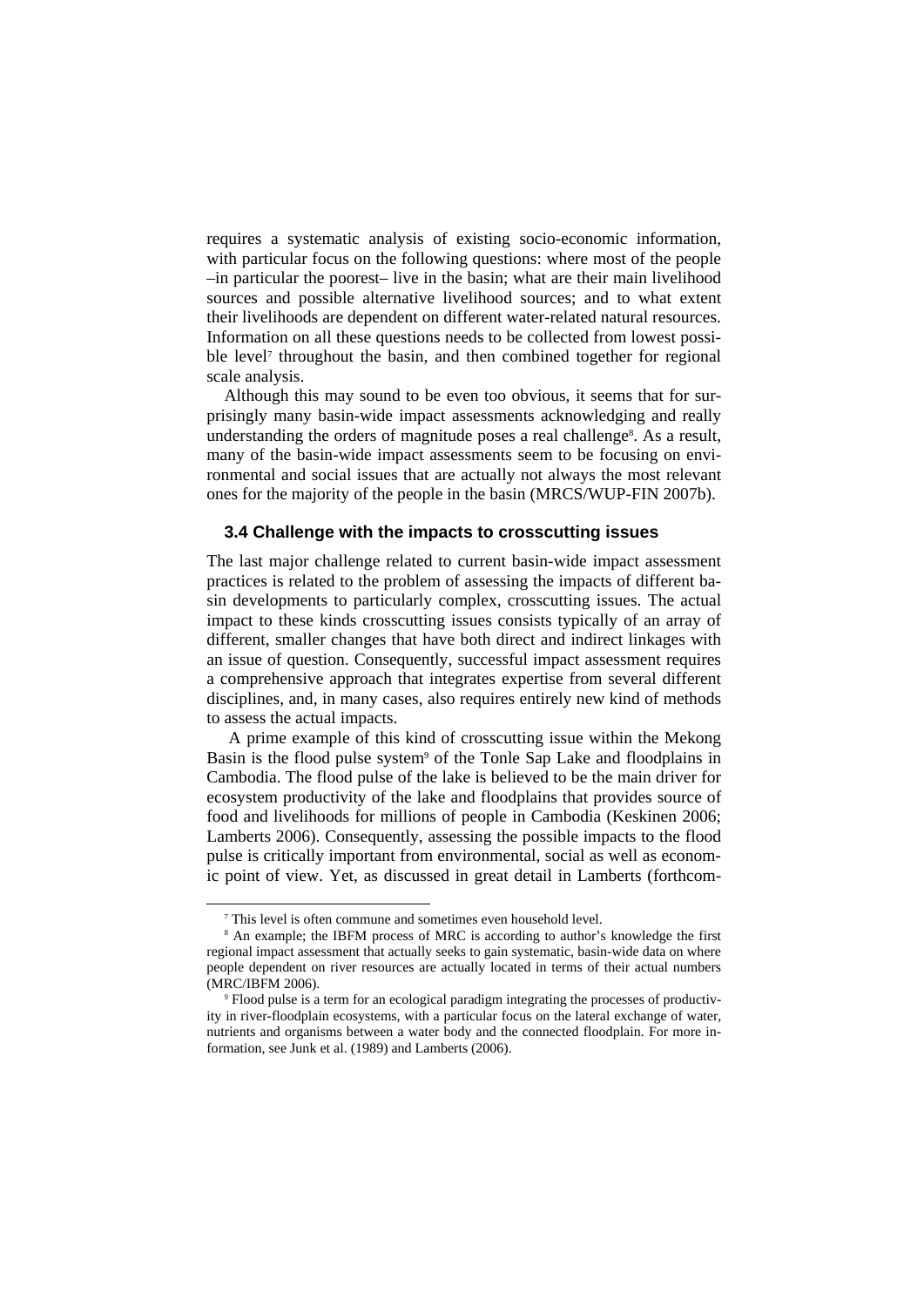requires a systematic analysis of existing socio-economic information, with particular focus on the following questions: where most of the people –in particular the poorest– live in the basin; what are their main livelihood sources and possible alternative livelihood sources; and to what extent their livelihoods are dependent on different water-related natural resources. Information on all these questions needs to be collected from lowest possible level[7] throughout the basin, and then combined together for regional scale analysis.

Although this may sound to be even too obvious, it seems that for surprisingly many basin-wide impact assessments acknowledging and really understanding the orders of magnitude poses a real challenge[8]. As a result, many of the basin-wide impact assessments seem to be focusing on environmental and social issues that are actually not always the most relevant ones for the majority of the people in the basin (MRCS/WUP-FIN 2007b).

### 3.4 Challenge with the impacts to crosscutting issues

The last major challenge related to current basin-wide impact assessment practices is related to the problem of assessing the impacts of different basin developments to particularly complex, crosscutting issues. The actual impact to these kinds crosscutting issues consists typically of an array of different, smaller changes that have both direct and indirect linkages with an issue of question. Consequently, successful impact assessment requires a comprehensive approach that integrates expertise from several different disciplines, and, in many cases, also requires entirely new kind of methods to assess the actual impacts.

A prime example of this kind of crosscutting issue within the Mekong Basin is the flood pulse system[9] of the Tonle Sap Lake and floodplains in Cambodia. The flood pulse of the lake is believed to be the main driver for ecosystem productivity of the lake and floodplains that provides source of food and livelihoods for millions of people in Cambodia (Keskinen 2006; Lamberts 2006). Consequently, assessing the possible impacts to the flood pulse is critically important from environmental, social as well as economic point of view. Yet, as discussed in great detail in Lamberts (forthcom-

---

[7] This level is often commune and sometimes even household level.

[8] An example; the IBFM process of MRC is according to author's knowledge the first regional impact assessment that actually seeks to gain systematic, basin-wide data on where people dependent on river resources are actually located in terms of their actual numbers (MRC/IBFM 2006).

[9] Flood pulse is a term for an ecological paradigm integrating the processes of productivity in river-floodplain ecosystems, with a particular focus on the lateral exchange of water, nutrients and organisms between a water body and the connected floodplain. For more information, see Junk et al. (1989) and Lamberts (2006).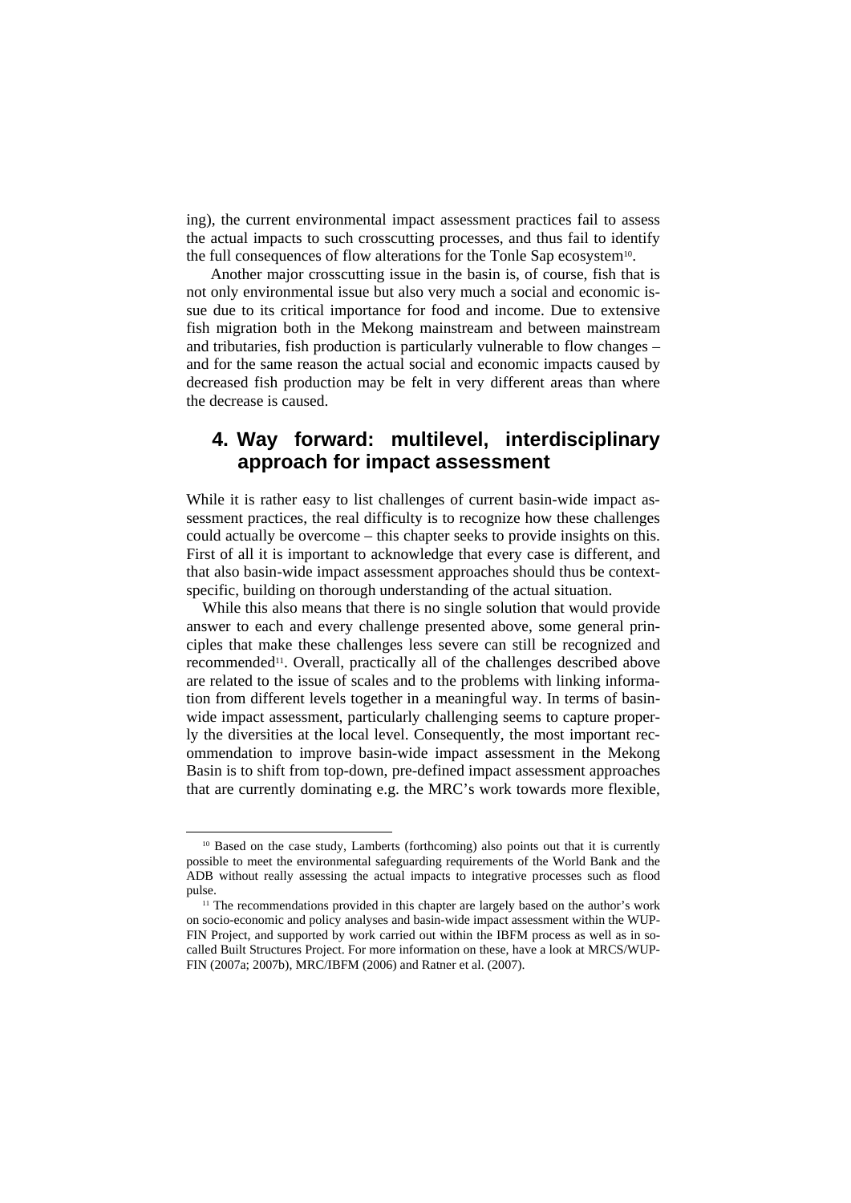ing), the current environmental impact assessment practices fail to assess the actual impacts to such crosscutting processes, and thus fail to identify the full consequences of flow alterations for the Tonle Sap ecosystem[10].

Another major crosscutting issue in the basin is, of course, fish that is not only environmental issue but also very much a social and economic issue due to its critical importance for food and income. Due to extensive fish migration both in the Mekong mainstream and between mainstream and tributaries, fish production is particularly vulnerable to flow changes – and for the same reason the actual social and economic impacts caused by decreased fish production may be felt in very different areas than where the decrease is caused.

## 4. Way forward: multilevel, interdisciplinary approach for impact assessment

While it is rather easy to list challenges of current basin-wide impact assessment practices, the real difficulty is to recognize how these challenges could actually be overcome – this chapter seeks to provide insights on this. First of all it is important to acknowledge that every case is different, and that also basin-wide impact assessment approaches should thus be context-specific, building on thorough understanding of the actual situation.

While this also means that there is no single solution that would provide answer to each and every challenge presented above, some general principles that make these challenges less severe can still be recognized and recommended[11]. Overall, practically all of the challenges described above are related to the issue of scales and to the problems with linking information from different levels together in a meaningful way. In terms of basin-wide impact assessment, particularly challenging seems to capture properly the diversities at the local level. Consequently, the most important recommendation to improve basin-wide impact assessment in the Mekong Basin is to shift from top-down, pre-defined impact assessment approaches that are currently dominating e.g. the MRC's work towards more flexible,

---

[10] Based on the case study, Lamberts (forthcoming) also points out that it is currently possible to meet the environmental safeguarding requirements of the World Bank and the ADB without really assessing the actual impacts to integrative processes such as flood pulse.

[11] The recommendations provided in this chapter are largely based on the author's work on socio-economic and policy analyses and basin-wide impact assessment within the WUP-FIN Project, and supported by work carried out within the IBFM process as well as in so-called Built Structures Project. For more information on these, have a look at MRCS/WUP-FIN (2007a; 2007b), MRC/IBFM (2006) and Ratner et al. (2007).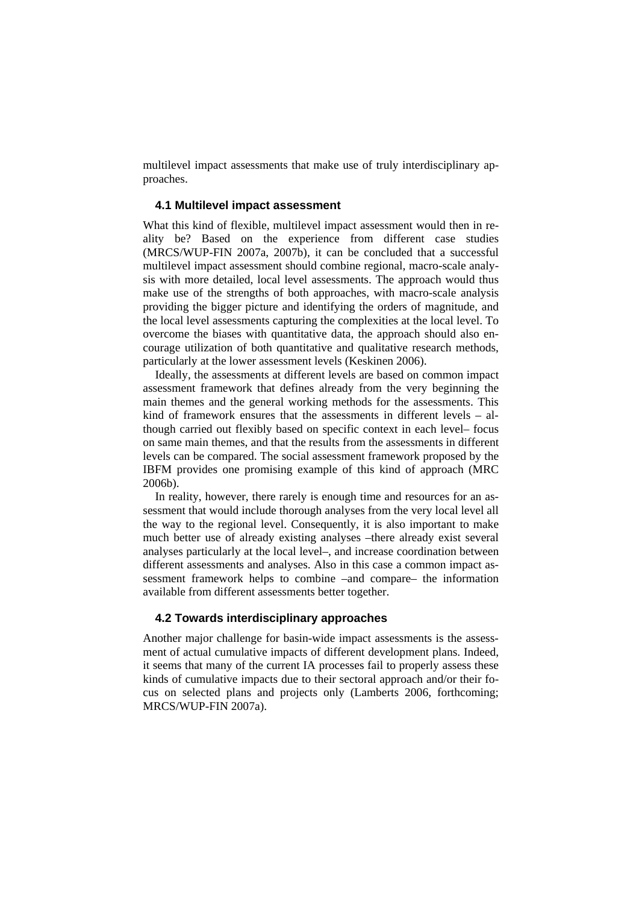multilevel impact assessments that make use of truly interdisciplinary approaches.

### 4.1 Multilevel impact assessment

What this kind of flexible, multilevel impact assessment would then in reality be? Based on the experience from different case studies (MRCS/WUP-FIN 2007a, 2007b), it can be concluded that a successful multilevel impact assessment should combine regional, macro-scale analysis with more detailed, local level assessments. The approach would thus make use of the strengths of both approaches, with macro-scale analysis providing the bigger picture and identifying the orders of magnitude, and the local level assessments capturing the complexities at the local level. To overcome the biases with quantitative data, the approach should also encourage utilization of both quantitative and qualitative research methods, particularly at the lower assessment levels (Keskinen 2006).

Ideally, the assessments at different levels are based on common impact assessment framework that defines already from the very beginning the main themes and the general working methods for the assessments. This kind of framework ensures that the assessments in different levels – although carried out flexibly based on specific context in each level– focus on same main themes, and that the results from the assessments in different levels can be compared. The social assessment framework proposed by the IBFM provides one promising example of this kind of approach (MRC 2006b).

In reality, however, there rarely is enough time and resources for an assessment that would include thorough analyses from the very local level all the way to the regional level. Consequently, it is also important to make much better use of already existing analyses –there already exist several analyses particularly at the local level–, and increase coordination between different assessments and analyses. Also in this case a common impact assessment framework helps to combine –and compare– the information available from different assessments better together.

### 4.2 Towards interdisciplinary approaches

Another major challenge for basin-wide impact assessments is the assessment of actual cumulative impacts of different development plans. Indeed, it seems that many of the current IA processes fail to properly assess these kinds of cumulative impacts due to their sectoral approach and/or their focus on selected plans and projects only (Lamberts 2006, forthcoming; MRCS/WUP-FIN 2007a).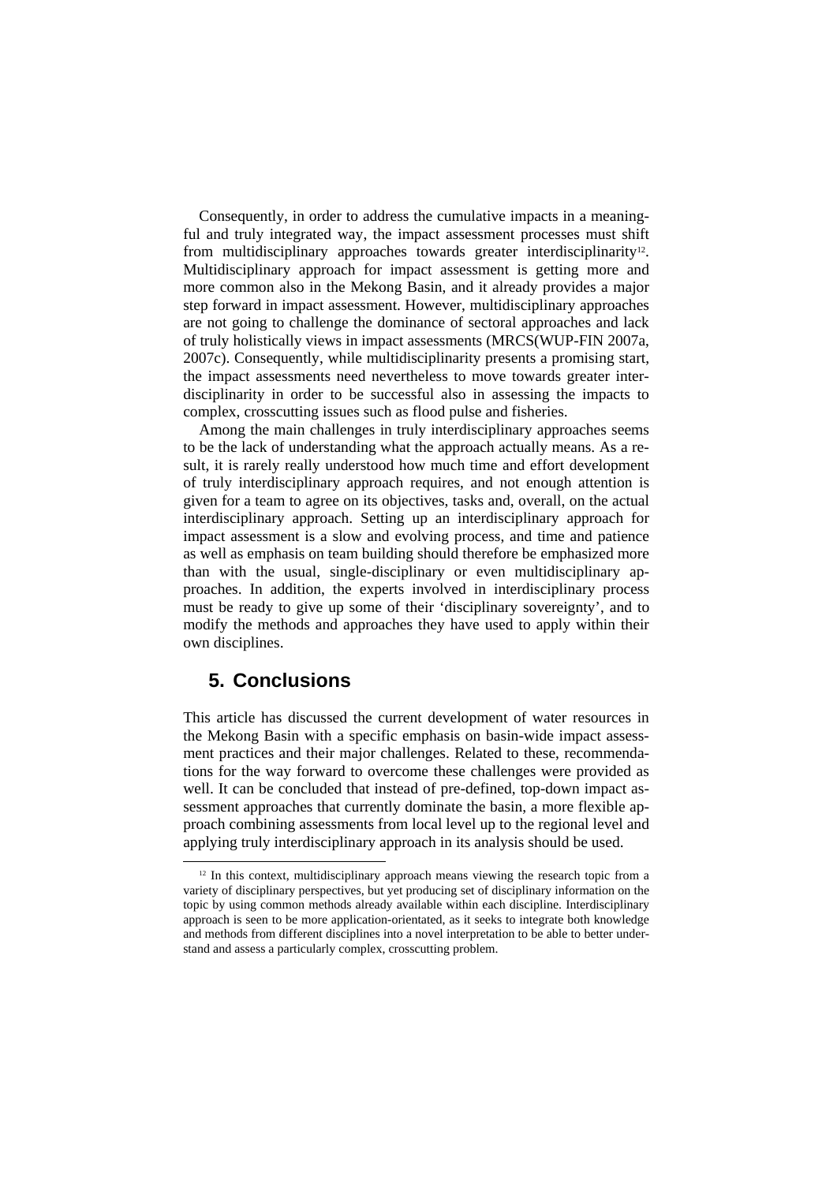Consequently, in order to address the cumulative impacts in a meaningful and truly integrated way, the impact assessment processes must shift from multidisciplinary approaches towards greater interdisciplinarity[12]. Multidisciplinary approach for impact assessment is getting more and more common also in the Mekong Basin, and it already provides a major step forward in impact assessment. However, multidisciplinary approaches are not going to challenge the dominance of sectoral approaches and lack of truly holistically views in impact assessments (MRCS(WUP-FIN 2007a, 2007c). Consequently, while multidisciplinarity presents a promising start, the impact assessments need nevertheless to move towards greater interdisciplinarity in order to be successful also in assessing the impacts to complex, crosscutting issues such as flood pulse and fisheries.

Among the main challenges in truly interdisciplinary approaches seems to be the lack of understanding what the approach actually means. As a result, it is rarely really understood how much time and effort development of truly interdisciplinary approach requires, and not enough attention is given for a team to agree on its objectives, tasks and, overall, on the actual interdisciplinary approach. Setting up an interdisciplinary approach for impact assessment is a slow and evolving process, and time and patience as well as emphasis on team building should therefore be emphasized more than with the usual, single-disciplinary or even multidisciplinary approaches. In addition, the experts involved in interdisciplinary process must be ready to give up some of their 'disciplinary sovereignty', and to modify the methods and approaches they have used to apply within their own disciplines.

## 5. Conclusions

This article has discussed the current development of water resources in the Mekong Basin with a specific emphasis on basin-wide impact assessment practices and their major challenges. Related to these, recommendations for the way forward to overcome these challenges were provided as well. It can be concluded that instead of pre-defined, top-down impact assessment approaches that currently dominate the basin, a more flexible approach combining assessments from local level up to the regional level and applying truly interdisciplinary approach in its analysis should be used.

[12] In this context, multidisciplinary approach means viewing the research topic from a variety of disciplinary perspectives, but yet producing set of disciplinary information on the topic by using common methods already available within each discipline. Interdisciplinary approach is seen to be more application-orientated, as it seeks to integrate both knowledge and methods from different disciplines into a novel interpretation to be able to better understand and assess a particularly complex, crosscutting problem.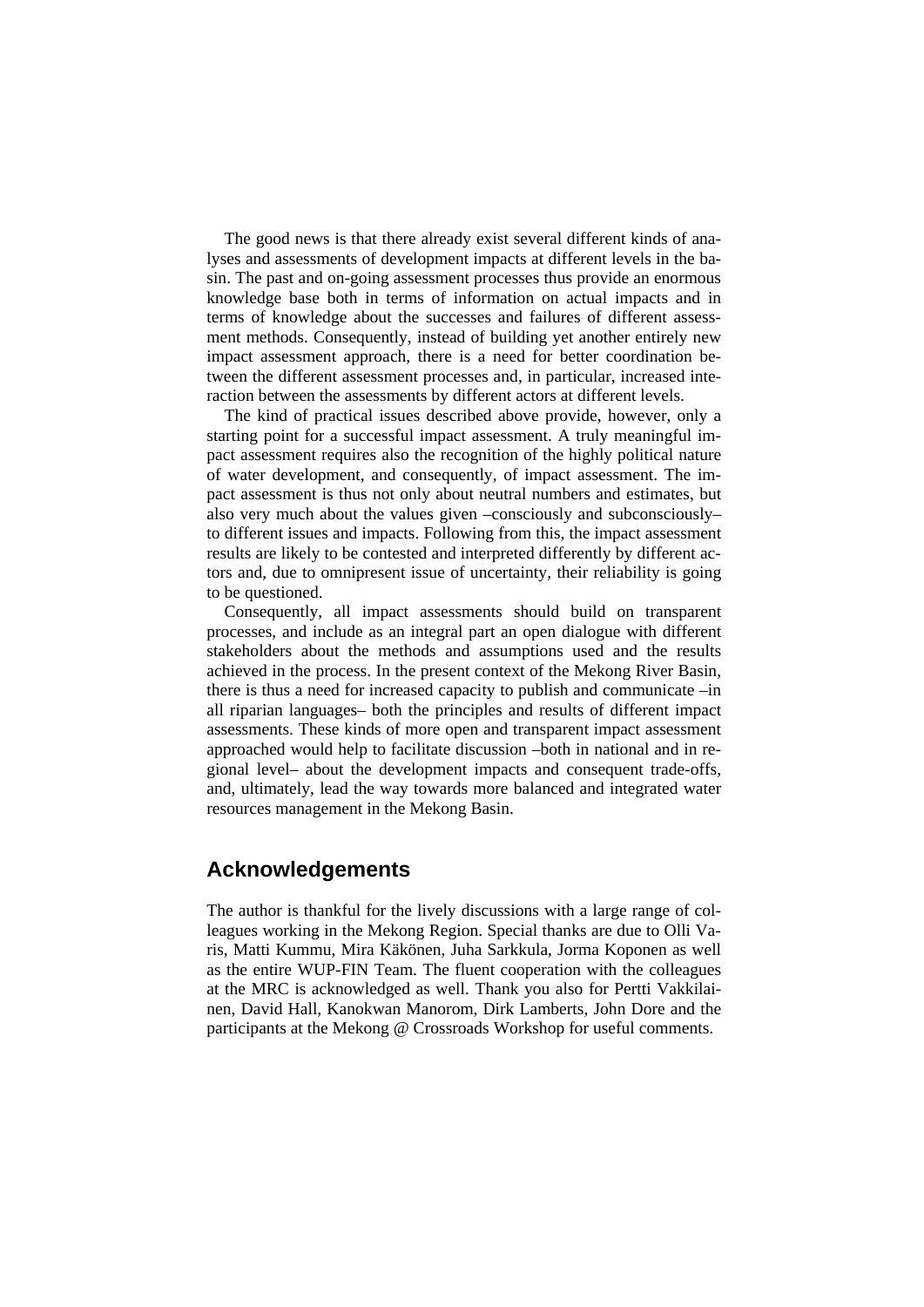The good news is that there already exist several different kinds of analyses and assessments of development impacts at different levels in the basin. The past and on-going assessment processes thus provide an enormous knowledge base both in terms of information on actual impacts and in terms of knowledge about the successes and failures of different assessment methods. Consequently, instead of building yet another entirely new impact assessment approach, there is a need for better coordination between the different assessment processes and, in particular, increased interaction between the assessments by different actors at different levels.

The kind of practical issues described above provide, however, only a starting point for a successful impact assessment. A truly meaningful impact assessment requires also the recognition of the highly political nature of water development, and consequently, of impact assessment. The impact assessment is thus not only about neutral numbers and estimates, but also very much about the values given –consciously and subconsciously– to different issues and impacts. Following from this, the impact assessment results are likely to be contested and interpreted differently by different actors and, due to omnipresent issue of uncertainty, their reliability is going to be questioned.

Consequently, all impact assessments should build on transparent processes, and include as an integral part an open dialogue with different stakeholders about the methods and assumptions used and the results achieved in the process. In the present context of the Mekong River Basin, there is thus a need for increased capacity to publish and communicate –in all riparian languages– both the principles and results of different impact assessments. These kinds of more open and transparent impact assessment approached would help to facilitate discussion –both in national and in regional level– about the development impacts and consequent trade-offs, and, ultimately, lead the way towards more balanced and integrated water resources management in the Mekong Basin.

## Acknowledgements

The author is thankful for the lively discussions with a large range of colleagues working in the Mekong Region. Special thanks are due to Olli Varis, Matti Kummu, Mira Käkönen, Juha Sarkkula, Jorma Koponen as well as the entire WUP-FIN Team. The fluent cooperation with the colleagues at the MRC is acknowledged as well. Thank you also for Pertti Vakkilainen, David Hall, Kanokwan Manorom, Dirk Lamberts, John Dore and the participants at the Mekong @ Crossroads Workshop for useful comments.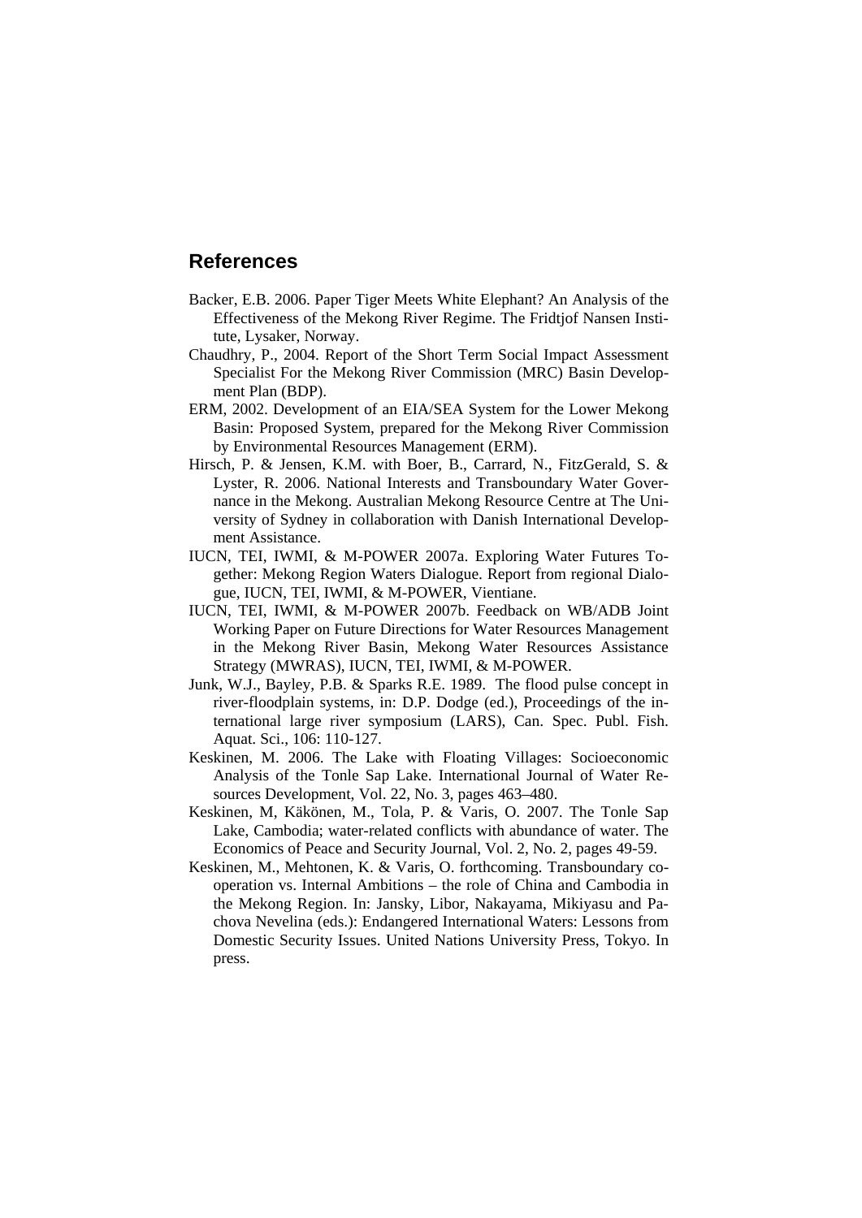## References

Backer, E.B. 2006. Paper Tiger Meets White Elephant? An Analysis of the Effectiveness of the Mekong River Regime. The Fridtjof Nansen Institute, Lysaker, Norway.

Chaudhry, P., 2004. Report of the Short Term Social Impact Assessment Specialist For the Mekong River Commission (MRC) Basin Development Plan (BDP).

ERM, 2002. Development of an EIA/SEA System for the Lower Mekong Basin: Proposed System, prepared for the Mekong River Commission by Environmental Resources Management (ERM).

Hirsch, P. & Jensen, K.M. with Boer, B., Carrard, N., FitzGerald, S. & Lyster, R. 2006. National Interests and Transboundary Water Governance in the Mekong. Australian Mekong Resource Centre at The University of Sydney in collaboration with Danish International Development Assistance.

IUCN, TEI, IWMI, & M-POWER 2007a. Exploring Water Futures Together: Mekong Region Waters Dialogue. Report from regional Dialogue, IUCN, TEI, IWMI, & M-POWER, Vientiane.

IUCN, TEI, IWMI, & M-POWER 2007b. Feedback on WB/ADB Joint Working Paper on Future Directions for Water Resources Management in the Mekong River Basin, Mekong Water Resources Assistance Strategy (MWRAS), IUCN, TEI, IWMI, & M-POWER.

Junk, W.J., Bayley, P.B. & Sparks R.E. 1989. The flood pulse concept in river-floodplain systems, in: D.P. Dodge (ed.), Proceedings of the international large river symposium (LARS), Can. Spec. Publ. Fish. Aquat. Sci., 106: 110-127.

Keskinen, M. 2006. The Lake with Floating Villages: Socioeconomic Analysis of the Tonle Sap Lake. International Journal of Water Resources Development, Vol. 22, No. 3, pages 463–480.

Keskinen, M, Käkönen, M., Tola, P. & Varis, O. 2007. The Tonle Sap Lake, Cambodia; water-related conflicts with abundance of water. The Economics of Peace and Security Journal, Vol. 2, No. 2, pages 49-59.

Keskinen, M., Mehtonen, K. & Varis, O. forthcoming. Transboundary cooperation vs. Internal Ambitions – the role of China and Cambodia in the Mekong Region. In: Jansky, Libor, Nakayama, Mikiyasu and Pachova Nevelina (eds.): Endangered International Waters: Lessons from Domestic Security Issues. United Nations University Press, Tokyo. In press.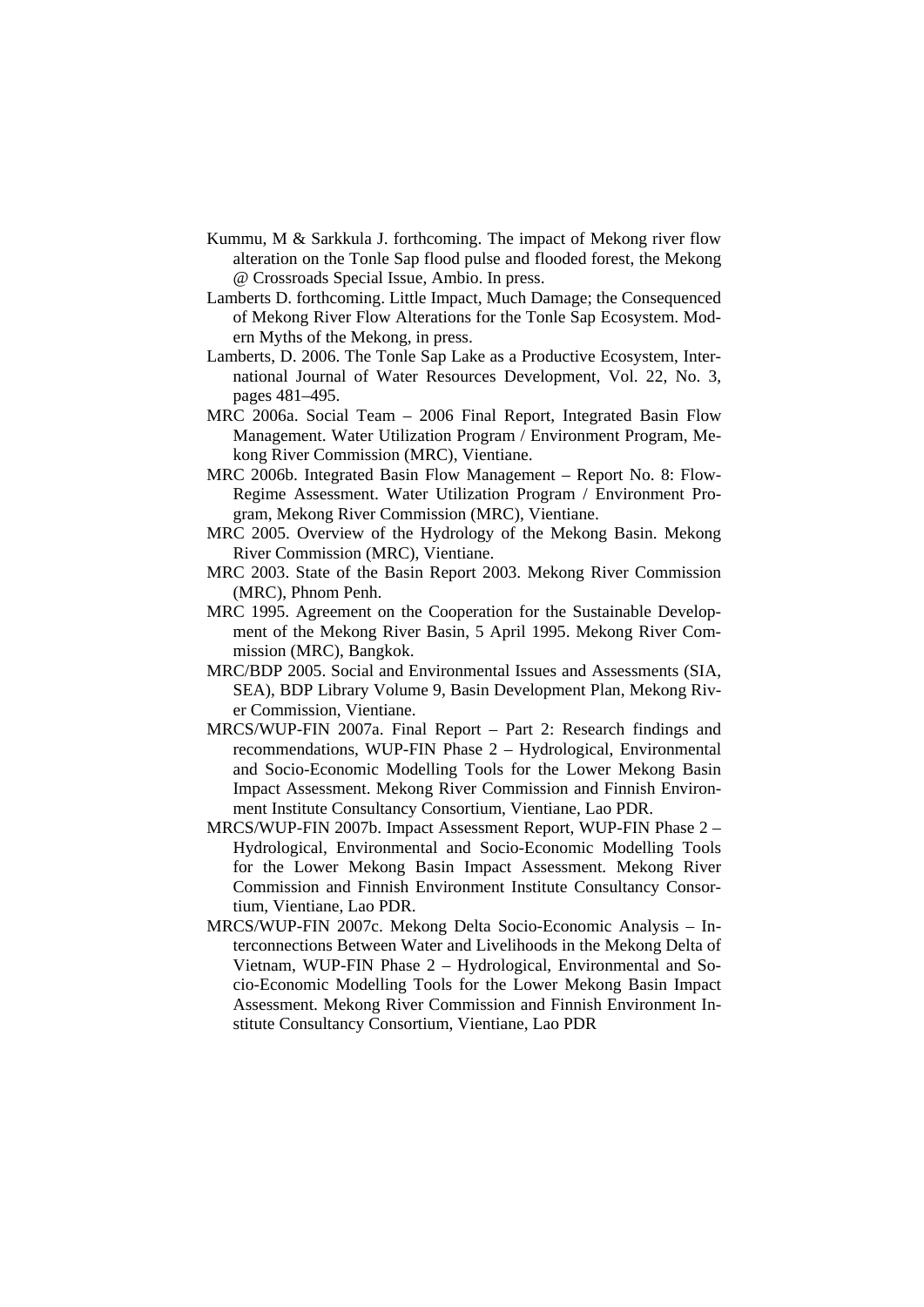Kummu, M & Sarkkula J. forthcoming. The impact of Mekong river flow alteration on the Tonle Sap flood pulse and flooded forest, the Mekong @ Crossroads Special Issue, Ambio. In press.

Lamberts D. forthcoming. Little Impact, Much Damage; the Consequenced of Mekong River Flow Alterations for the Tonle Sap Ecosystem. Modern Myths of the Mekong, in press.

Lamberts, D. 2006. The Tonle Sap Lake as a Productive Ecosystem, International Journal of Water Resources Development, Vol. 22, No. 3, pages 481–495.

MRC 2006a. Social Team – 2006 Final Report, Integrated Basin Flow Management. Water Utilization Program / Environment Program, Mekong River Commission (MRC), Vientiane.

MRC 2006b. Integrated Basin Flow Management – Report No. 8: Flow-Regime Assessment. Water Utilization Program / Environment Program, Mekong River Commission (MRC), Vientiane.

MRC 2005. Overview of the Hydrology of the Mekong Basin. Mekong River Commission (MRC), Vientiane.

MRC 2003. State of the Basin Report 2003. Mekong River Commission (MRC), Phnom Penh.

MRC 1995. Agreement on the Cooperation for the Sustainable Development of the Mekong River Basin, 5 April 1995. Mekong River Commission (MRC), Bangkok.

MRC/BDP 2005. Social and Environmental Issues and Assessments (SIA, SEA), BDP Library Volume 9, Basin Development Plan, Mekong River Commission, Vientiane.

MRCS/WUP-FIN 2007a. Final Report – Part 2: Research findings and recommendations, WUP-FIN Phase 2 – Hydrological, Environmental and Socio-Economic Modelling Tools for the Lower Mekong Basin Impact Assessment. Mekong River Commission and Finnish Environment Institute Consultancy Consortium, Vientiane, Lao PDR.

MRCS/WUP-FIN 2007b. Impact Assessment Report, WUP-FIN Phase 2 – Hydrological, Environmental and Socio-Economic Modelling Tools for the Lower Mekong Basin Impact Assessment. Mekong River Commission and Finnish Environment Institute Consultancy Consortium, Vientiane, Lao PDR.

MRCS/WUP-FIN 2007c. Mekong Delta Socio-Economic Analysis – Interconnections Between Water and Livelihoods in the Mekong Delta of Vietnam, WUP-FIN Phase 2 – Hydrological, Environmental and Socio-Economic Modelling Tools for the Lower Mekong Basin Impact Assessment. Mekong River Commission and Finnish Environment Institute Consultancy Consortium, Vientiane, Lao PDR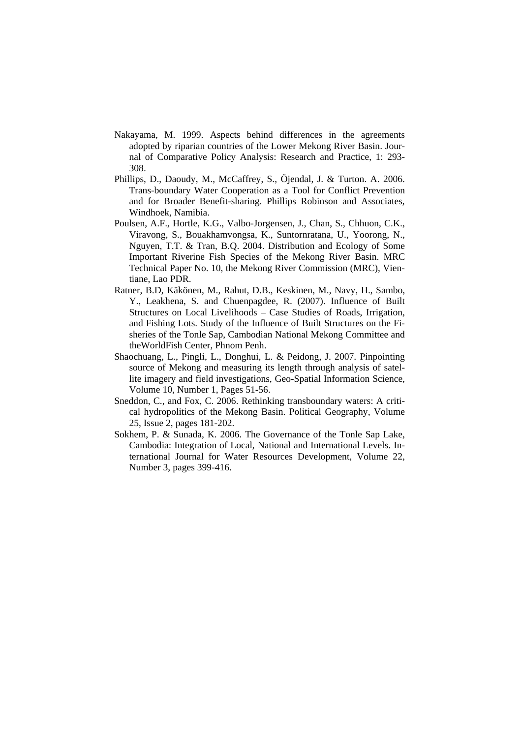Nakayama, M. 1999. Aspects behind differences in the agreements adopted by riparian countries of the Lower Mekong River Basin. Journal of Comparative Policy Analysis: Research and Practice, 1: 293-308.

Phillips, D., Daoudy, M., McCaffrey, S., Öjendal, J. & Turton. A. 2006. Trans-boundary Water Cooperation as a Tool for Conflict Prevention and for Broader Benefit-sharing. Phillips Robinson and Associates, Windhoek, Namibia.

Poulsen, A.F., Hortle, K.G., Valbo-Jorgensen, J., Chan, S., Chhuon, C.K., Viravong, S., Bouakhamvongsa, K., Suntornratana, U., Yoorong, N., Nguyen, T.T. & Tran, B.Q. 2004. Distribution and Ecology of Some Important Riverine Fish Species of the Mekong River Basin. MRC Technical Paper No. 10, the Mekong River Commission (MRC), Vientiane, Lao PDR.

Ratner, B.D, Käkönen, M., Rahut, D.B., Keskinen, M., Navy, H., Sambo, Y., Leakhena, S. and Chuenpagdee, R. (2007). Influence of Built Structures on Local Livelihoods – Case Studies of Roads, Irrigation, and Fishing Lots. Study of the Influence of Built Structures on the Fisheries of the Tonle Sap, Cambodian National Mekong Committee and theWorldFish Center, Phnom Penh.

Shaochuang, L., Pingli, L., Donghui, L. & Peidong, J. 2007. Pinpointing source of Mekong and measuring its length through analysis of satellite imagery and field investigations, Geo-Spatial Information Science, Volume 10, Number 1, Pages 51-56.

Sneddon, C., and Fox, C. 2006. Rethinking transboundary waters: A critical hydropolitics of the Mekong Basin. Political Geography, Volume 25, Issue 2, pages 181-202.

Sokhem, P. & Sunada, K. 2006. The Governance of the Tonle Sap Lake, Cambodia: Integration of Local, National and International Levels. International Journal for Water Resources Development, Volume 22, Number 3, pages 399-416.